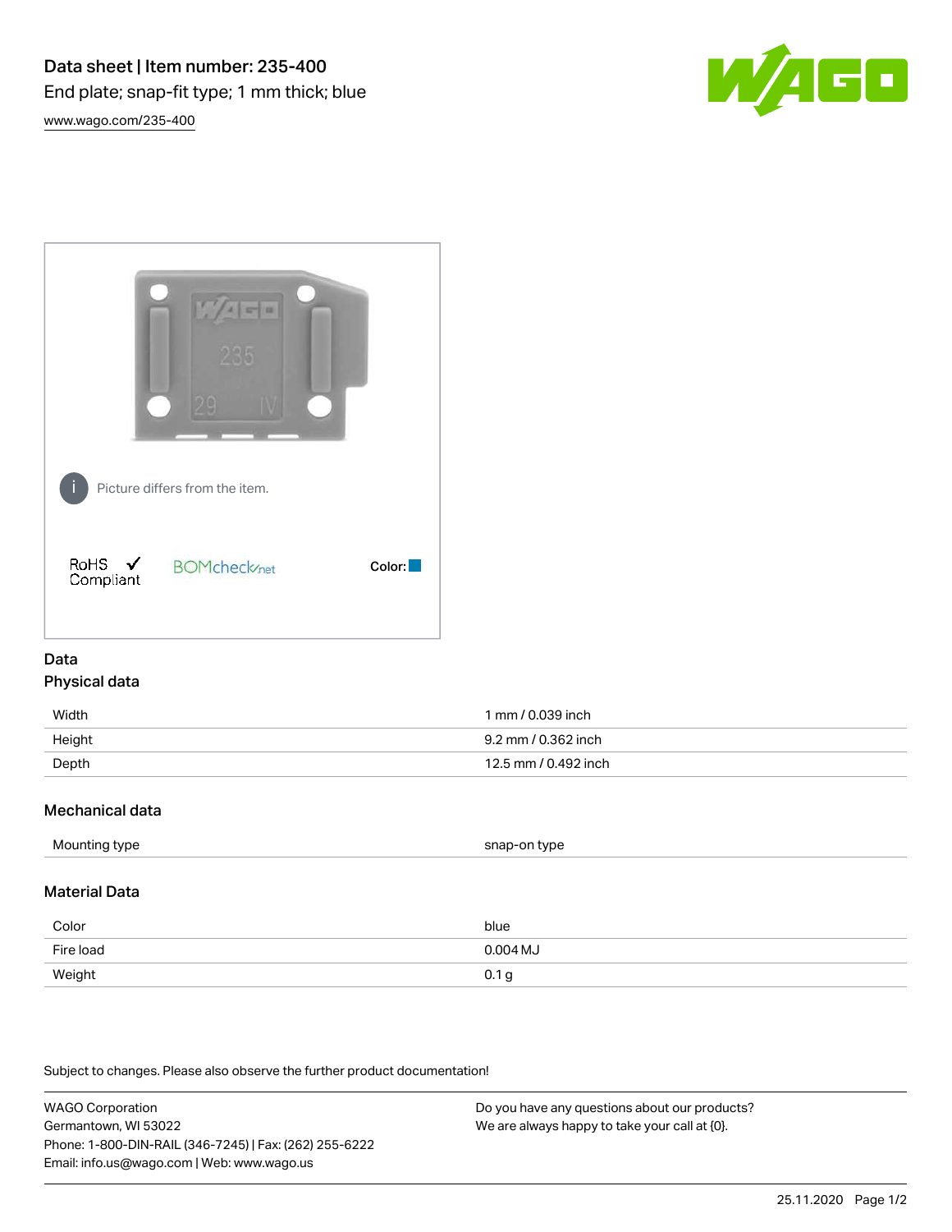# Data sheet | Item number: 235-400

End plate; snap-fit type; 1 mm thick; blue

www.wago.com/235-400

Picture differs from the item.

RoHS ✓ Compliant

BOMcheck.net

Color:

## Data

### Physical data

| | |
|---|---|
| Width | 1 mm / 0.039 inch |
| Height | 9.2 mm / 0.362 inch |
| Depth | 12.5 mm / 0.492 inch |

### Mechanical data

| | |
|---|---|
| Mounting type | snap-on type |

### Material Data

| | |
|---|---|
| Color | blue |
| Fire load | 0.004 MJ |
| Weight | 0.1 g |

Subject to changes. Please also observe the further product documentation!

WAGO Corporation
Germantown, WI 53022
Phone: 1-800-DIN-RAIL (346-7245) | Fax: (262) 255-6222
Email: info.us@wago.com | Web: www.wago.us

Do you have any questions about our products?
We are always happy to take your call at {0}.

25.11.2020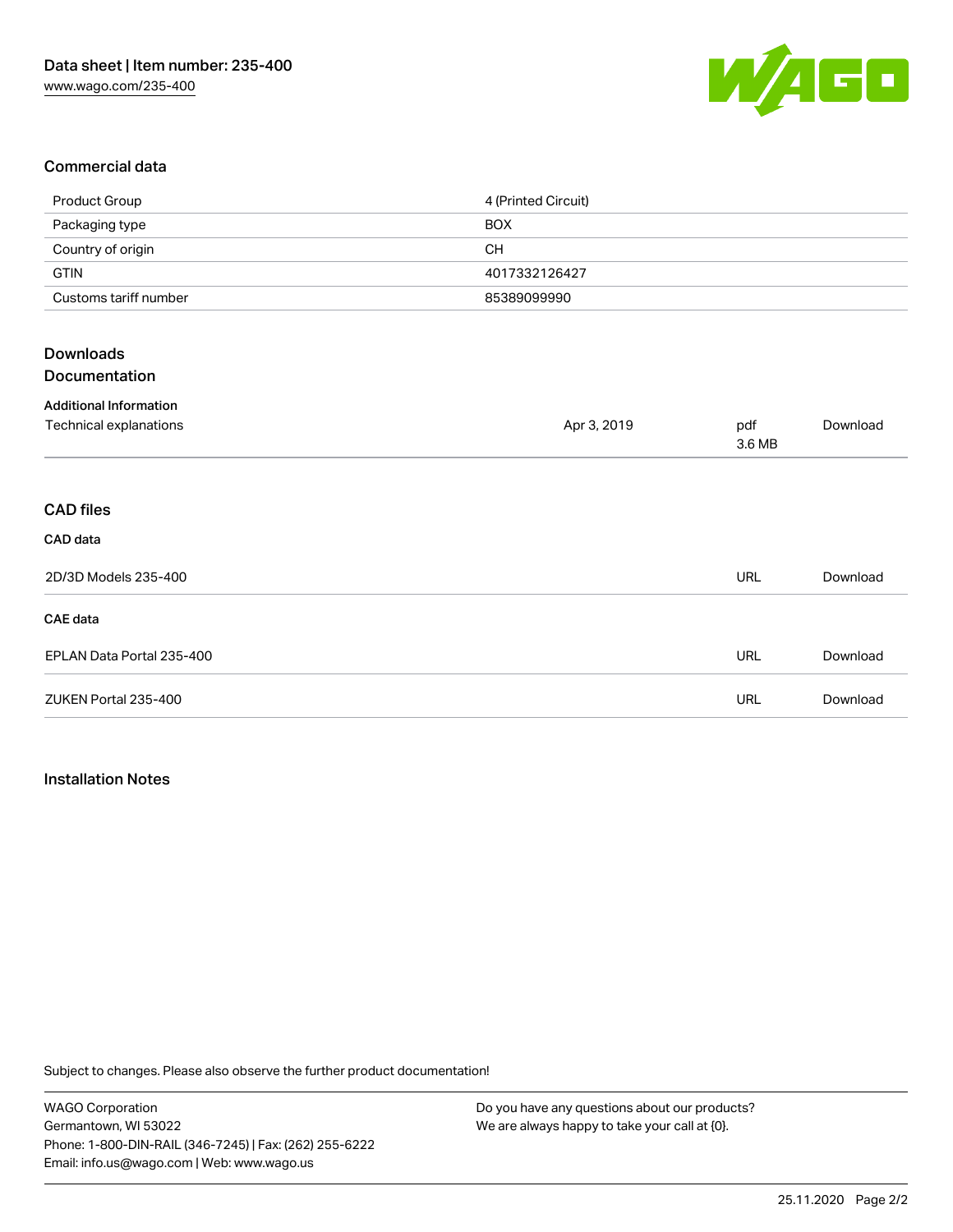Data sheet | Item number: 235-400
www.wago.com/235-400

## Commercial data

| | |
|---|---|
| Product Group | 4 (Printed Circuit) |
| Packaging type | BOX |
| Country of origin | CH |
| GTIN | 4017332126427 |
| Customs tariff number | 85389099990 |

## Downloads

### Documentation

**Additional Information**

| | | | |
|---|---|---|---|
| Technical explanations | Apr 3, 2019 | pdf 3.6 MB | Download |

### CAD files

**CAD data**

| | | |
|---|---|---|
| 2D/3D Models 235-400 | URL | Download |

**CAE data**

| | | |
|---|---|---|
| EPLAN Data Portal 235-400 | URL | Download |
| ZUKEN Portal 235-400 | URL | Download |

## Installation Notes

Subject to changes. Please also observe the further product documentation!

WAGO Corporation
Germantown, WI 53022
Phone: 1-800-DIN-RAIL (346-7245) | Fax: (262) 255-6222
Email: info.us@wago.com | Web: www.wago.us

Do you have any questions about our products?
We are always happy to take your call at {0}.

25.11.2020